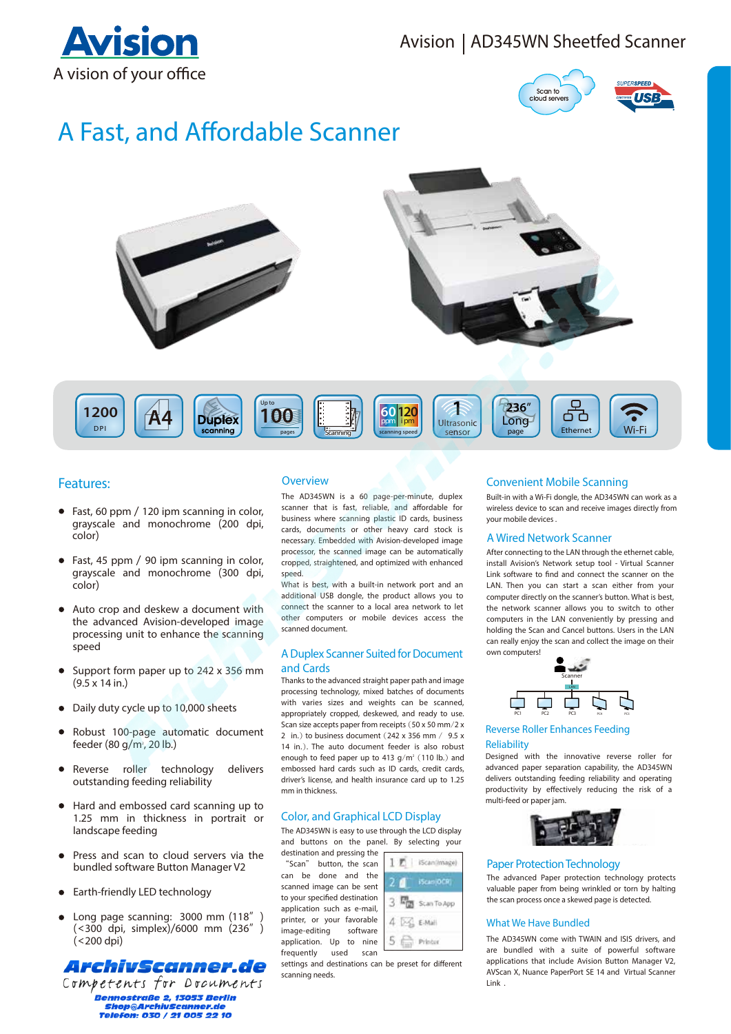# Avision

A vision of your office

Avision | AD345WN Sheetfed Scanner

Scan to cloud servers

SUPERSPEED USB

# A Fast, and Affordable Scanner

1200 DPI | A4 | Duplex scanning | Up to 100 pages | Scanning | 60 ppm 120 ipm scanning speed | 1 Ultrasonic sensor | 236" Long page | Ethernet | Wi-Fi

## Features:

- Fast, 60 ppm / 120 ipm scanning in color, grayscale and monochrome (200 dpi, color)
- Fast, 45 ppm / 90 ipm scanning in color, grayscale and monochrome (300 dpi, color)
- Auto crop and deskew a document with the advanced Avision-developed image processing unit to enhance the scanning speed
- Support form paper up to 242 x 356 mm (9.5 x 14 in.)
- Daily duty cycle up to 10,000 sheets
- Robust 100-page automatic document feeder (80 g/m², 20 lb.)
- Reverse roller technology delivers outstanding feeding reliability
- Hard and embossed card scanning up to 1.25 mm in thickness in portrait or landscape feeding
- Press and scan to cloud servers via the bundled software Button Manager V2
- Earth-friendly LED technology
- Long page scanning: 3000 mm (118" ) (<300 dpi, simplex)/6000 mm (236" ) (<200 dpi)

**ArchivScanner.de**
Competents for Documents
Bennostraße 2, 13053 Berlin
Shop@ArchivScanner.de
Telefon: 030 / 21 005 22 10

## Overview

The AD345WN is a 60 page-per-minute, duplex scanner that is fast, reliable, and affordable for business where scanning plastic ID cards, business cards, documents or other heavy card stock is necessary. Embedded with Avision-developed image processor, the scanned image can be automatically cropped, straightened, and optimized with enhanced speed.

What is best, with a built-in network port and an additional USB dongle, the product allows you to connect the scanner to a local area network to let other computers or mobile devices access the scanned document.

## A Duplex Scanner Suited for Document and Cards

Thanks to the advanced straight paper path and image processing technology, mixed batches of documents with varies sizes and weights can be scanned, appropriately cropped, deskewed, and ready to use. Scan size accepts paper from receipts (50 x 50 mm/2 x 2 in.) to business document (242 x 356 mm / 9.5 x 14 in.). The auto document feeder is also robust enough to feed paper up to 413 g/m² (110 lb.) and embossed hard cards such as ID cards, credit cards, driver's license, and health insurance card up to 1.25 mm in thickness.

## Color, and Graphical LCD Display

The AD345WN is easy to use through the LCD display and buttons on the panel. By selecting your destination and pressing the "Scan" button, the scan can be done and the scanned image can be sent to your specified destination application such as e-mail, printer, or your favorable image-editing software application. Up to nine frequently used scan settings and destinations can be preset for different scanning needs.

1 iScan(Image)
2 iScan(OCR)
3 Scan To App
4 E-Mail
5 Printer

## Convenient Mobile Scanning

Built-in with a Wi-Fi dongle, the AD345WN can work as a wireless device to scan and receive images directly from your mobile devices .

## A Wired Network Scanner

After connecting to the LAN through the ethernet cable, install Avision's Network setup tool - Virtual Scanner Link software to find and connect the scanner on the LAN. Then you can start a scan either from your computer directly on the scanner's button. What is best, the network scanner allows you to switch to other computers in the LAN conveniently by pressing and holding the Scan and Cancel buttons. Users in the LAN can really enjoy the scan and collect the image on their own computers!

Scanner
PC1 PC2 PC3 PC4 PC5

## Reverse Roller Enhances Feeding Reliability

Designed with the innovative reverse roller for advanced paper separation capability, the AD345WN delivers outstanding feeding reliability and operating productivity by effectively reducing the risk of a multi-feed or paper jam.

## Paper Protection Technology

The advanced Paper protection technology protects valuable paper from being wrinkled or torn by halting the scan process once a skewed page is detected.

## What We Have Bundled

The AD345WN come with TWAIN and ISIS drivers, and are bundled with a suite of powerful software applications that include Avision Button Manager V2, AVScan X, Nuance PaperPort SE 14 and Virtual Scanner Link .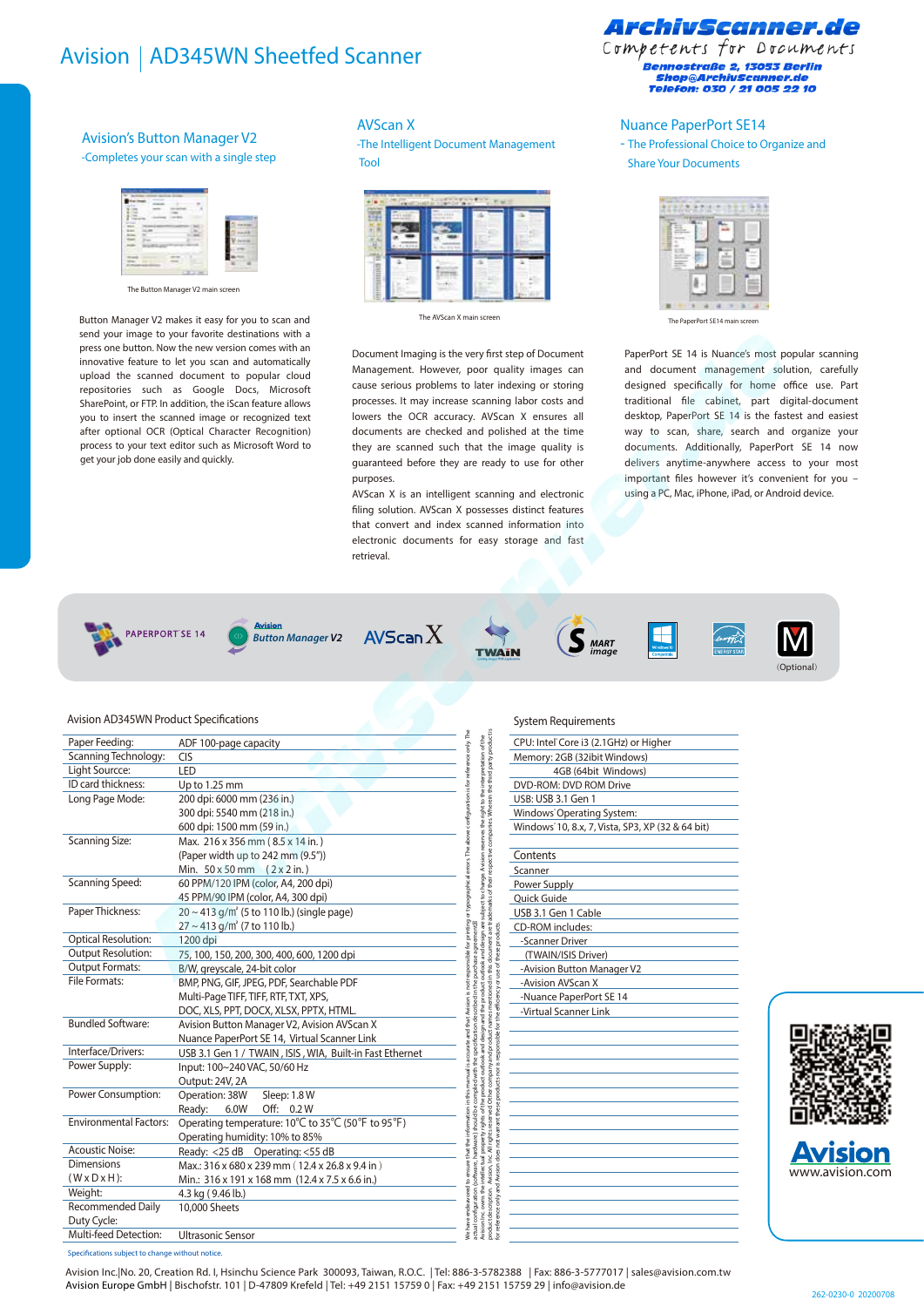# Avision | AD345WN Sheetfed Scanner

ArchivScanner.de
Competents for Documents
Bennostraße 2, 13053 Berlin
Shop@ArchivScanner.de
Telefon: 030 / 21 005 22 10

## Avision's Button Manager V2

-Completes your scan with a single step

The Button Manager V2 main screen

Button Manager V2 makes it easy for you to scan and send your image to your favorite destinations with a press one button. Now the new version comes with an innovative feature to let you scan and automatically upload the scanned document to popular cloud repositories such as Google Docs, Microsoft SharePoint, or FTP. In addition, the iScan feature allows you to insert the scanned image or recognized text after optional OCR (Optical Character Recognition) process to your text editor such as Microsoft Word to get your job done easily and quickly.

## AVScan X

-The Intelligent Document Management Tool

The AVScan X main screen

Document Imaging is the very first step of Document Management. However, poor quality images can cause serious problems to later indexing or storing processes. It may increase scanning labor costs and lowers the OCR accuracy. AVScan X ensures all documents are checked and polished at the time they are scanned such that the image quality is guaranteed before they are ready to use for other purposes.

AVScan X is an intelligent scanning and electronic filing solution. AVScan X possesses distinct features that convert and index scanned information into electronic documents for easy storage and fast retrieval.

## Nuance PaperPort SE14

- The Professional Choice to Organize and Share Your Documents

The PaperPort SE14 main screen

PaperPort SE 14 is Nuance's most popular scanning and document management solution, carefully designed specifically for home office use. Part traditional file cabinet, part digital-document desktop, PaperPort SE 14 is the fastest and easiest way to scan, share, search and organize your documents. Additionally, PaperPort SE 14 now delivers anytime-anywhere access to your most important files however it's convenient for you – using a PC, Mac, iPhone, iPad, or Android device.

PAPERPORT SE 14 | Avision Button Manager V2 | AVScan X | TWAIN | Smart image | Windows | Energy Star | (Optional)

## Avision AD345WN Product Specifications

| | |
|---|---|
| Paper Feeding: | ADF 100-page capacity |
| Scanning Technology: | CIS |
| Light Sourcce: | LED |
| ID card thickness: | Up to 1.25 mm |
| Long Page Mode: | 200 dpi: 6000 mm (236 in.)<br>300 dpi: 5540 mm (218 in.)<br>600 dpi: 1500 mm (59 in.) |
| Scanning Size: | Max. 216 x 356 mm ( 8.5 x 14 in. )<br>(Paper width up to 242 mm (9.5"))<br>Min. 50 x 50 mm ( 2 x 2 in. ) |
| Scanning Speed: | 60 PPM/120 IPM (color, A4, 200 dpi)<br>45 PPM/90 IPM (color, A4, 300 dpi) |
| Paper Thickness: | 20 ~ 413 g/m² (5 to 110 lb.) (single page)<br>27 ~ 413 g/m² (7 to 110 lb.) |
| Optical Resolution: | 1200 dpi |
| Output Resolution: | 75, 100, 150, 200, 300, 400, 600, 1200 dpi |
| Output Formats: | B/W, greyscale, 24-bit color |
| File Formats: | BMP, PNG, GIF, JPEG, PDF, Searchable PDF<br>Multi-Page TIFF, TIFF, RTF, TXT, XPS,<br>DOC, XLS, PPT, DOCX, XLSX, PPTX, HTML. |
| Bundled Software: | Avision Button Manager V2, Avision AVScan X<br>Nuance PaperPort SE 14, Virtual Scanner Link |
| Interface/Drivers: | USB 3.1 Gen 1 / TWAIN , ISIS , WIA, Built-in Fast Ethernet |
| Power Supply: | Input: 100~240 VAC, 50/60 Hz<br>Output: 24V, 2A |
| Power Consumption: | Operation: 38W Sleep: 1.8 W<br>Ready: 6.0W Off: 0.2 W |
| Environmental Factors: | Operating temperature: 10°C to 35°C (50°F to 95°F)<br>Operating humidity: 10% to 85% |
| Acoustic Noise: | Ready: <25 dB Operating: <55 dB |
| Dimensions (W x D x H): | Max.: 316 x 680 x 239 mm ( 12.4 x 26.8 x 9.4 in )<br>Min.: 316 x 191 x 168 mm (12.4 x 7.5 x 6.6 in.) |
| Weight: | 4.3 kg ( 9.46 lb.) |
| Recommended Daily Duty Cycle: | 10,000 Sheets |
| Multi-feed Detection: | Ultrasonic Sensor |

Specifications subject to change without notice.

We have endeavored to ensure that the information in this manual is accurate and that Avision is not responsible for printing or typographical errors. The above configuration is for reference only. The actual configuration (software, hardware) should be complied with the specification described in the purchase agreement. Avision Inc. owns the intellectual property rights of the product outlook and design and the product names mentioned in this document are trademarks of their respective companies. Wherein the third party products for product description. Avision Inc. All rights reserved Other company and product names mentioned in this document are trademarks of their respective companies. Avision reserves the right to the interpretation of the for reference only and Avision does not warrant these products nor is responsible for the efficiency or use of these products.

## System Requirements

- CPU: Intel Core i3 (2.1GHz) or Higher
- Memory: 2GB (32bit Windows)
  4GB (64bit Windows)
- DVD-ROM: DVD ROM Drive
- USB: USB 3.1 Gen 1
- Windows Operating System:
- Windows 10, 8.x, 7, Vista, SP3, XP (32 & 64 bit)

## Contents

- Scanner
- Power Supply
- Quick Guide
- USB 3.1 Gen 1 Cable
- CD-ROM includes:
  - -Scanner Driver
    (TWAIN/ISIS Driver)
  - -Avision Button Manager V2
  - -Avision AVScan X
  - -Nuance PaperPort SE 14
  - -Virtual Scanner Link

Avision
www.avision.com

Avision Inc.|No. 20, Creation Rd. I, Hsinchu Science Park 300093, Taiwan, R.O.C. | Tel: 886-3-5782388 | Fax: 886-3-5777017 | sales@avision.com.tw
Avision Europe GmbH | Bischofstr. 101 | D-47809 Krefeld | Tel: +49 2151 15759 0 | Fax: +49 2151 15759 29 | info@avision.de

262-0230-0 20200708